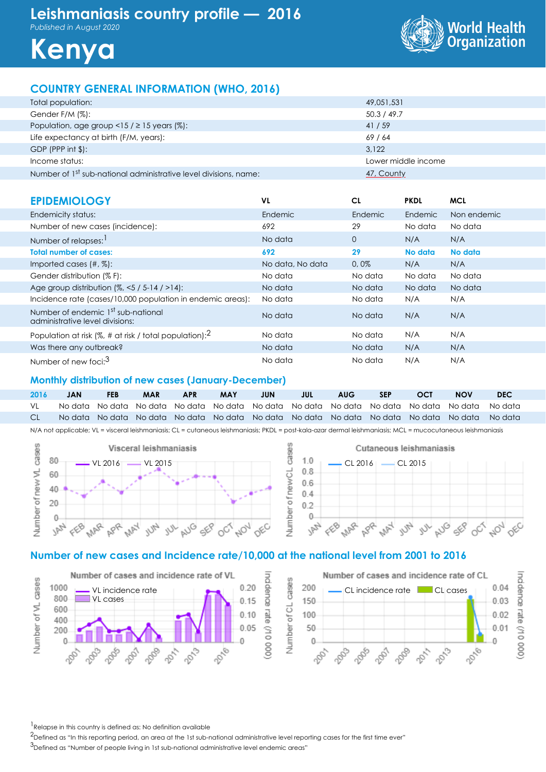# Leishmaniasis country profile — 2016

*Published in August 2020*

# Kenya

World Health Organization

## COUNTRY GENERAL INFORMATION (WHO, 2016)

| | |
|---|---|
| Total population: | 49,051,531 |
| Gender F/M (%): | 50.3 / 49.7 |
| Population, age group <15 / ≥ 15 years (%): | 41 / 59 |
| Life expectancy at birth (F/M, years): | 69 / 64 |
| GDP (PPP int $): | 3,122 |
| Income status: | Lower middle income |
| Number of 1st sub-national administrative level divisions, name: | 47, County |

## EPIDEMIOLOGY

| | VL | CL | PKDL | MCL |
|---|---|---|---|---|
| Endemicity status: | Endemic | Endemic | Endemic | Non endemic |
| Number of new cases (incidence): | 692 | 29 | No data | No data |
| Number of relapses:[1] | No data | 0 | N/A | N/A |
| **Total number of cases:** | **692** | **29** | **No data** | **No data** |
| Imported cases (#, %): | No data, No data | 0, 0% | N/A | N/A |
| Gender distribution (% F): | No data | No data | No data | No data |
| Age group distribution (%, <5 / 5-14 / >14): | No data | No data | No data | No data |
| Incidence rate (cases/10,000 population in endemic areas): | No data | No data | N/A | N/A |
| Number of endemic 1st sub-national administrative level divisions: | No data | No data | N/A | N/A |
| Population at risk (%, # at risk / total population):[2] | No data | No data | N/A | N/A |
| Was there any outbreak? | No data | No data | N/A | N/A |
| Number of new foci:[3] | No data | No data | N/A | N/A |

### Monthly distribution of new cases (January-December)

| 2016 | JAN | FEB | MAR | APR | MAY | JUN | JUL | AUG | SEP | OCT | NOV | DEC |
|---|---|---|---|---|---|---|---|---|---|---|---|---|
| VL | No data | No data | No data | No data | No data | No data | No data | No data | No data | No data | No data | No data |
| CL | No data | No data | No data | No data | No data | No data | No data | No data | No data | No data | No data | No data |

N/A not applicable; VL = visceral leishmaniasis; CL = cutaneous leishmaniasis; PKDL = post-kala-azar dermal leishmaniasis; MCL = mucocutaneous leishmaniasis

Visceral leishmaniasis — VL 2016, VL 2015

Cutaneous leishmaniasis — CL 2016, CL 2015

### Number of new cases and Incidence rate/10,000 at the national level from 2001 to 2016

Number of cases and incidence rate of VL

Number of cases and incidence rate of CL

[1]Relapse in this country is defined as: No definition available

[2]Defined as "In this reporting period, an area at the 1st sub-national administrative level reporting cases for the first time ever"

[3]Defined as "Number of people living in 1st sub-national administrative level endemic areas"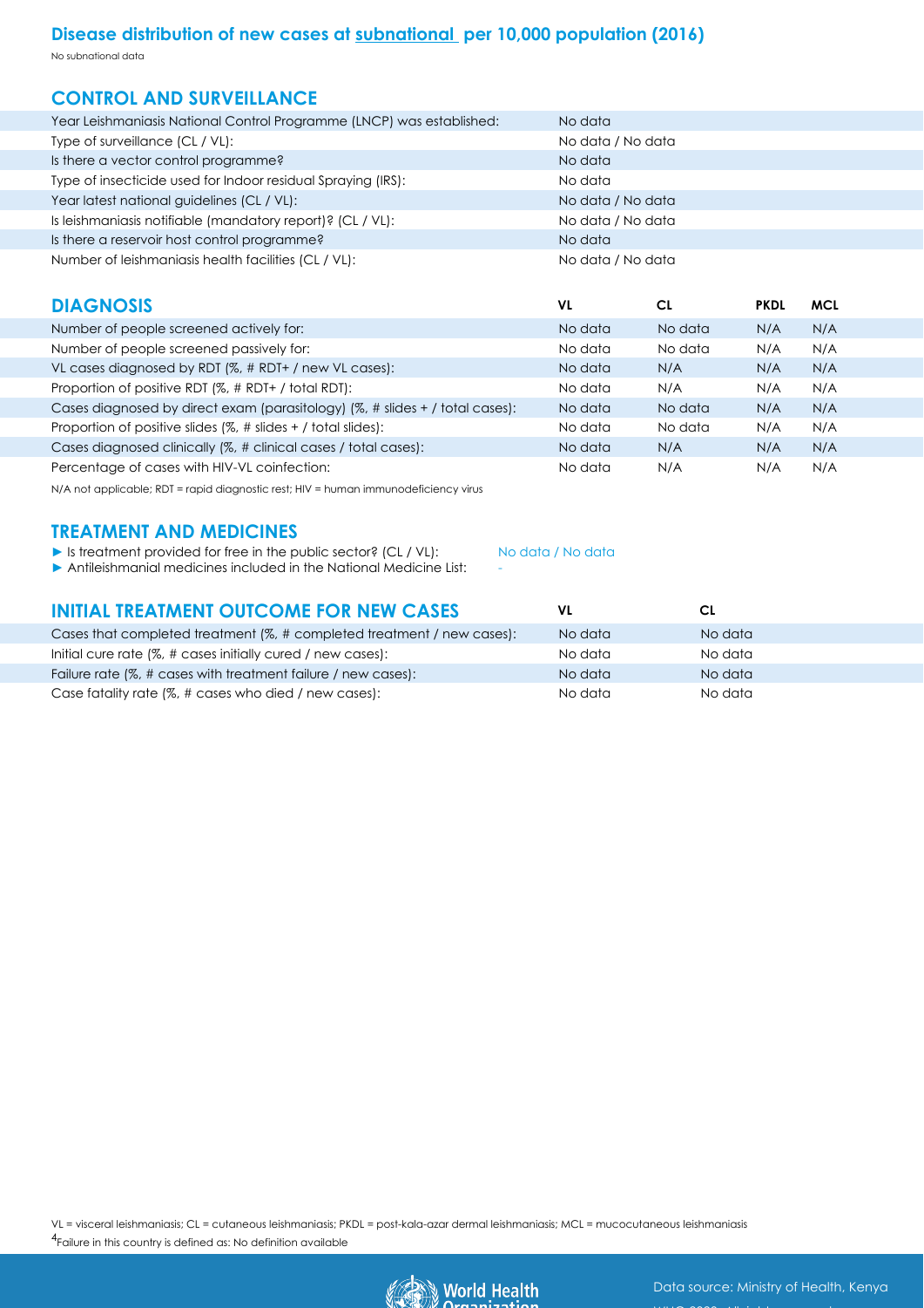## Disease distribution of new cases at subnational per 10,000 population (2016)

No subnational data

## CONTROL AND SURVEILLANCE

| | |
|---|---|
| Year Leishmaniasis National Control Programme (LNCP) was established: | No data |
| Type of surveillance (CL / VL): | No data / No data |
| Is there a vector control programme? | No data |
| Type of insecticide used for Indoor residual Spraying (IRS): | No data |
| Year latest national guidelines (CL / VL): | No data / No data |
| Is leishmaniasis notifiable (mandatory report)? (CL / VL): | No data / No data |
| Is there a reservoir host control programme? | No data |
| Number of leishmaniasis health facilities (CL / VL): | No data / No data |

## DIAGNOSIS

| | VL | CL | PKDL | MCL |
|---|---|---|---|---|
| Number of people screened actively for: | No data | No data | N/A | N/A |
| Number of people screened passively for: | No data | No data | N/A | N/A |
| VL cases diagnosed by RDT (%, # RDT+ / new VL cases): | No data | N/A | N/A | N/A |
| Proportion of positive RDT (%, # RDT+ / total RDT): | No data | N/A | N/A | N/A |
| Cases diagnosed by direct exam (parasitology) (%, # slides + / total cases): | No data | No data | N/A | N/A |
| Proportion of positive slides (%, # slides + / total slides): | No data | No data | N/A | N/A |
| Cases diagnosed clinically (%, # clinical cases / total cases): | No data | N/A | N/A | N/A |
| Percentage of cases with HIV-VL coinfection: | No data | N/A | N/A | N/A |

N/A not applicable; RDT = rapid diagnostic rest; HIV = human immunodeficiency virus

## TREATMENT AND MEDICINES

- Is treatment provided for free in the public sector? (CL / VL): No data / No data
- Antileishmanial medicines included in the National Medicine List: -

## INITIAL TREATMENT OUTCOME FOR NEW CASES

| | VL | CL |
|---|---|---|
| Cases that completed treatment (%, # completed treatment / new cases): | No data | No data |
| Initial cure rate (%, # cases initially cured / new cases): | No data | No data |
| Failure rate (%, # cases with treatment failure / new cases): | No data | No data |
| Case fatality rate (%, # cases who died / new cases): | No data | No data |

VL = visceral leishmaniasis; CL = cutaneous leishmaniasis; PKDL = post-kala-azar dermal leishmaniasis; MCL = mucocutaneous leishmaniasis

[4]Failure in this country is defined as: No definition available

Data source: Ministry of Health, Kenya